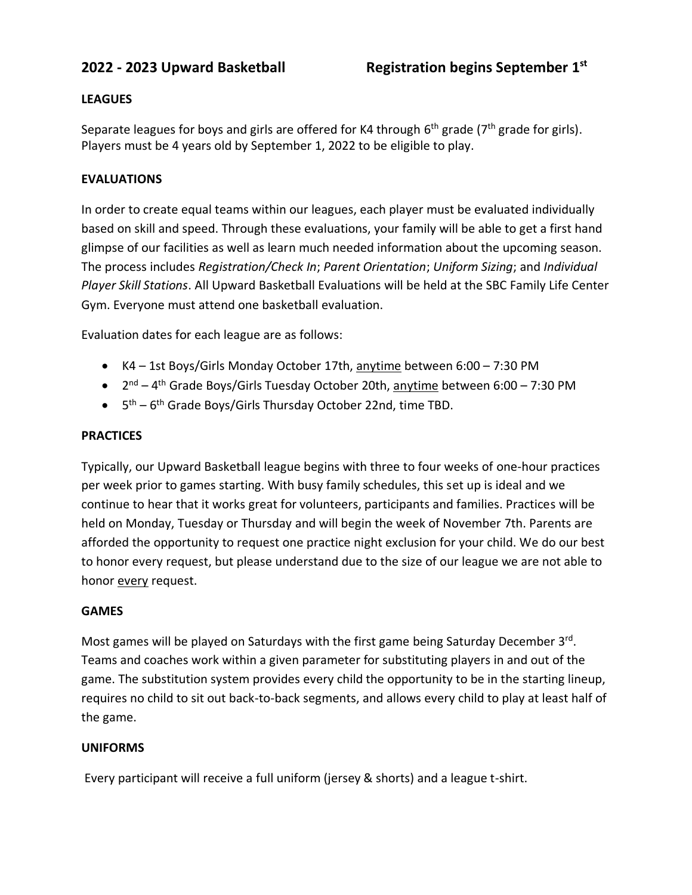# 2022 - 2023 Upward Basketball Registration begins September 1st

## LEAGUES

Separate leagues for boys and girls are offered for K4 through 6th grade (7th grade for girls). Players must be 4 years old by September 1, 2022 to be eligible to play.

## EVALUATIONS

In order to create equal teams within our leagues, each player must be evaluated individually based on skill and speed. Through these evaluations, your family will be able to get a first hand glimpse of our facilities as well as learn much needed information about the upcoming season. The process includes *Registration/Check In*; *Parent Orientation*; *Uniform Sizing*; and *Individual Player Skill Stations*. All Upward Basketball Evaluations will be held at the SBC Family Life Center Gym. Everyone must attend one basketball evaluation.

Evaluation dates for each league are as follows:

- K4 – 1st Boys/Girls Monday October 17th, anytime between 6:00 – 7:30 PM
- 2nd – 4th Grade Boys/Girls Tuesday October 20th, anytime between 6:00 – 7:30 PM
- 5th – 6th Grade Boys/Girls Thursday October 22nd, time TBD.

## PRACTICES

Typically, our Upward Basketball league begins with three to four weeks of one-hour practices per week prior to games starting. With busy family schedules, this set up is ideal and we continue to hear that it works great for volunteers, participants and families. Practices will be held on Monday, Tuesday or Thursday and will begin the week of November 7th. Parents are afforded the opportunity to request one practice night exclusion for your child. We do our best to honor every request, but please understand due to the size of our league we are not able to honor every request.

## GAMES

Most games will be played on Saturdays with the first game being Saturday December 3rd. Teams and coaches work within a given parameter for substituting players in and out of the game. The substitution system provides every child the opportunity to be in the starting lineup, requires no child to sit out back-to-back segments, and allows every child to play at least half of the game.

## UNIFORMS

Every participant will receive a full uniform (jersey & shorts) and a league t-shirt.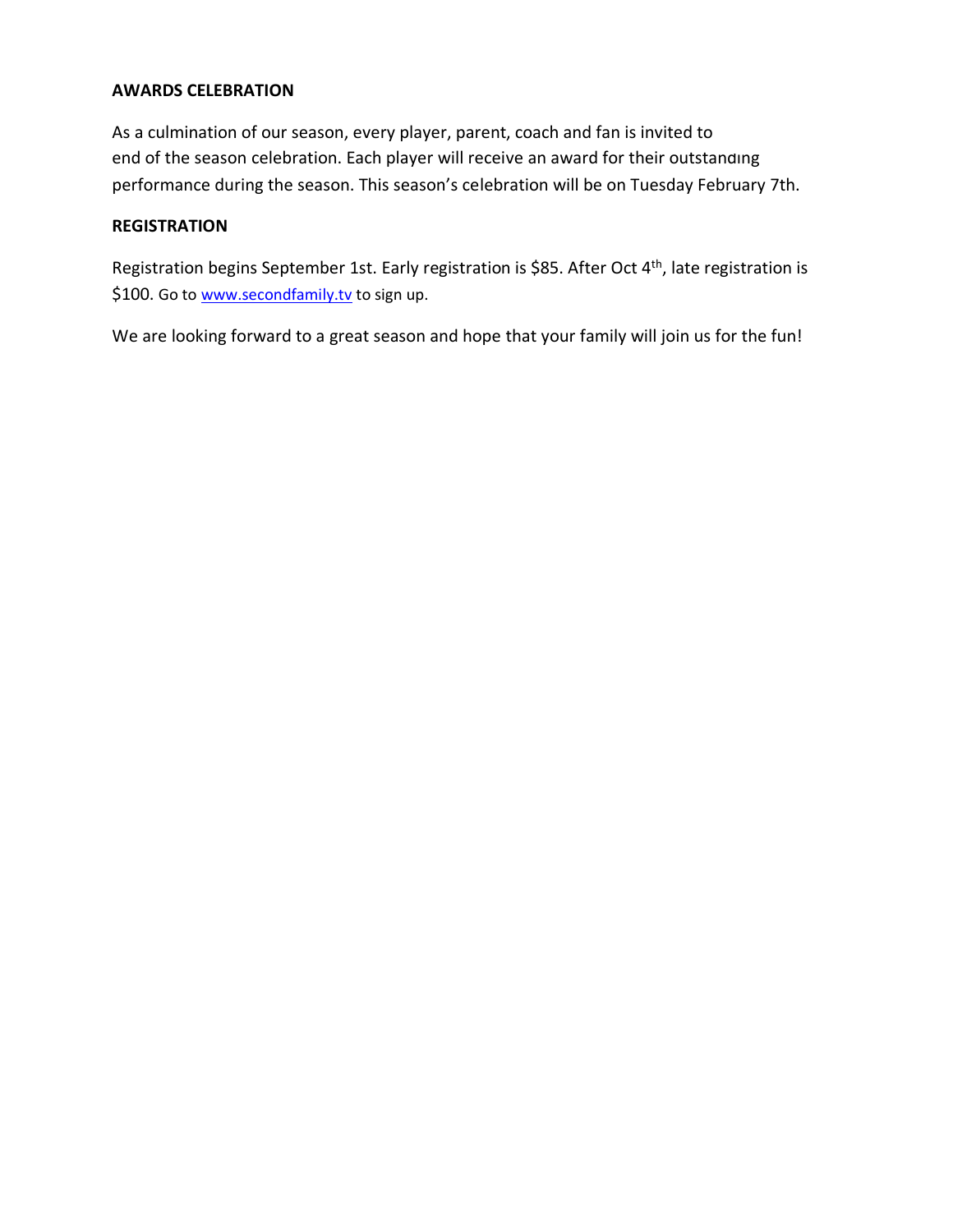**AWARDS CELEBRATION**

As a culmination of our season, every player, parent, coach and fan is invited to end of the season celebration. Each player will receive an award for their outstanding performance during the season. This season's celebration will be on Tuesday February 7th.

**REGISTRATION**

Registration begins September 1st. Early registration is \$85. After Oct 4th, late registration is \$100. Go to www.secondfamily.tv to sign up.

We are looking forward to a great season and hope that your family will join us for the fun!